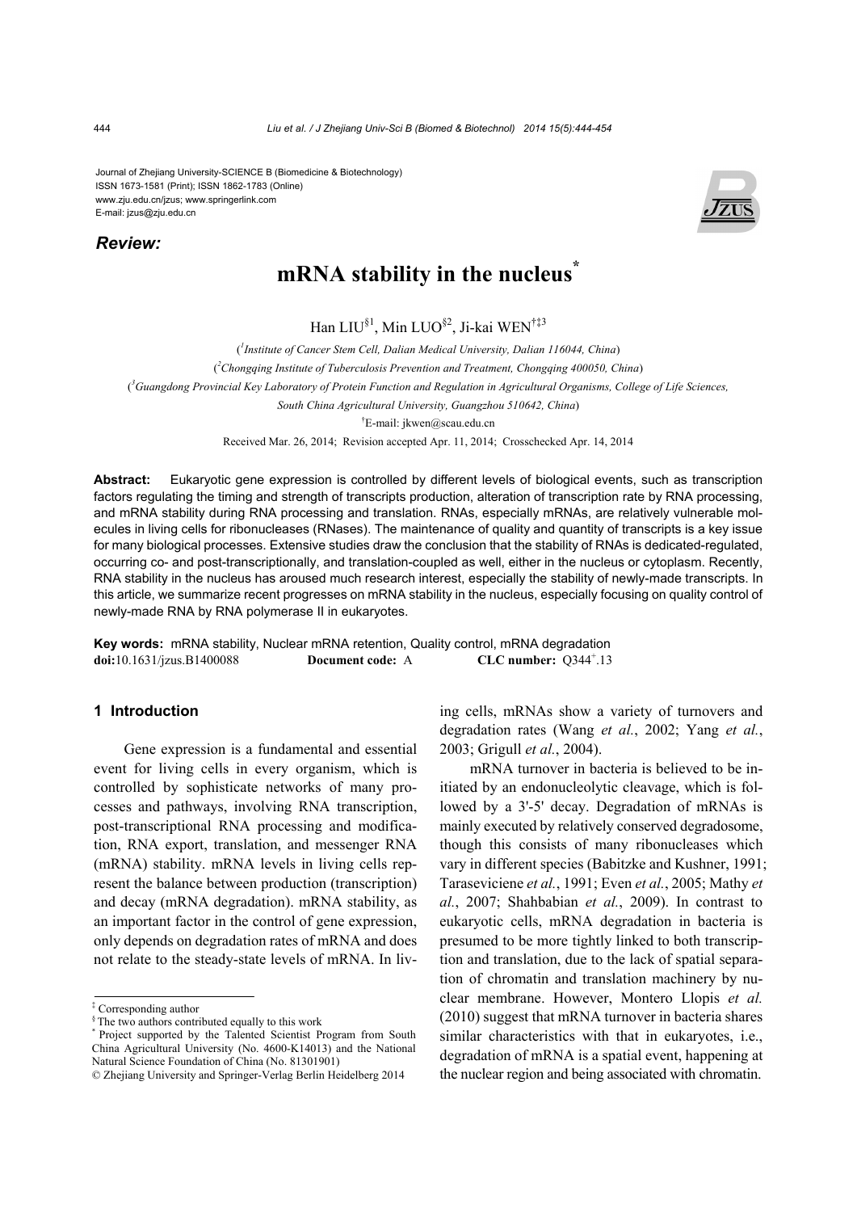Journal of Zhejiang University-SCIENCE B (Biomedicine & Biotechnology)
ISSN 1673-1581 (Print); ISSN 1862-1783 (Online)
www.zju.edu.cn/jzus; www.springerlink.com
E-mail: jzus@zju.edu.cn

***Review:***

# mRNA stability in the nucleus*

Han LIU[§1], Min LUO[§2], Ji-kai WEN[†‡3]

([1]*Institute of Cancer Stem Cell, Dalian Medical University, Dalian 116044, China*)

([2]*Chongqing Institute of Tuberculosis Prevention and Treatment, Chongqing 400050, China*)

([3]*Guangdong Provincial Key Laboratory of Protein Function and Regulation in Agricultural Organisms, College of Life Sciences, South China Agricultural University, Guangzhou 510642, China*)

[†]E-mail: jkwen@scau.edu.cn

Received Mar. 26, 2014; Revision accepted Apr. 11, 2014; Crosschecked Apr. 14, 2014

**Abstract:** Eukaryotic gene expression is controlled by different levels of biological events, such as transcription factors regulating the timing and strength of transcripts production, alteration of transcription rate by RNA processing, and mRNA stability during RNA processing and translation. RNAs, especially mRNAs, are relatively vulnerable molecules in living cells for ribonucleases (RNases). The maintenance of quality and quantity of transcripts is a key issue for many biological processes. Extensive studies draw the conclusion that the stability of RNAs is dedicated-regulated, occurring co- and post-transcriptionally, and translation-coupled as well, either in the nucleus or cytoplasm. Recently, RNA stability in the nucleus has aroused much research interest, especially the stability of newly-made transcripts. In this article, we summarize recent progresses on mRNA stability in the nucleus, especially focusing on quality control of newly-made RNA by RNA polymerase II in eukaryotes.

**Key words:** mRNA stability, Nuclear mRNA retention, Quality control, mRNA degradation

**doi:**10.1631/jzus.B1400088 **Document code:** A **CLC number:** Q344[+].13

## 1 Introduction

Gene expression is a fundamental and essential event for living cells in every organism, which is controlled by sophisticate networks of many processes and pathways, involving RNA transcription, post-transcriptional RNA processing and modification, RNA export, translation, and messenger RNA (mRNA) stability. mRNA levels in living cells represent the balance between production (transcription) and decay (mRNA degradation). mRNA stability, as an important factor in the control of gene expression, only depends on degradation rates of mRNA and does not relate to the steady-state levels of mRNA. In living cells, mRNAs show a variety of turnovers and degradation rates (Wang *et al.*, 2002; Yang *et al.*, 2003; Grigull *et al.*, 2004).

mRNA turnover in bacteria is believed to be initiated by an endonucleolytic cleavage, which is followed by a 3'-5' decay. Degradation of mRNAs is mainly executed by relatively conserved degradosome, though this consists of many ribonucleases which vary in different species (Babitzke and Kushner, 1991; Taraseviciene *et al.*, 1991; Even *et al.*, 2005; Mathy *et al.*, 2007; Shahbabian *et al.*, 2009). In contrast to eukaryotic cells, mRNA degradation in bacteria is presumed to be more tightly linked to both transcription and translation, due to the lack of spatial separation of chromatin and translation machinery by nuclear membrane. However, Montero Llopis *et al.* (2010) suggest that mRNA turnover in bacteria shares similar characteristics with that in eukaryotes, i.e., degradation of mRNA is a spatial event, happening at the nuclear region and being associated with chromatin.

---

‡ Corresponding author

§ The two authors contributed equally to this work

\* Project supported by the Talented Scientist Program from South China Agricultural University (No. 4600-K14013) and the National Natural Science Foundation of China (No. 81301901)

© Zhejiang University and Springer-Verlag Berlin Heidelberg 2014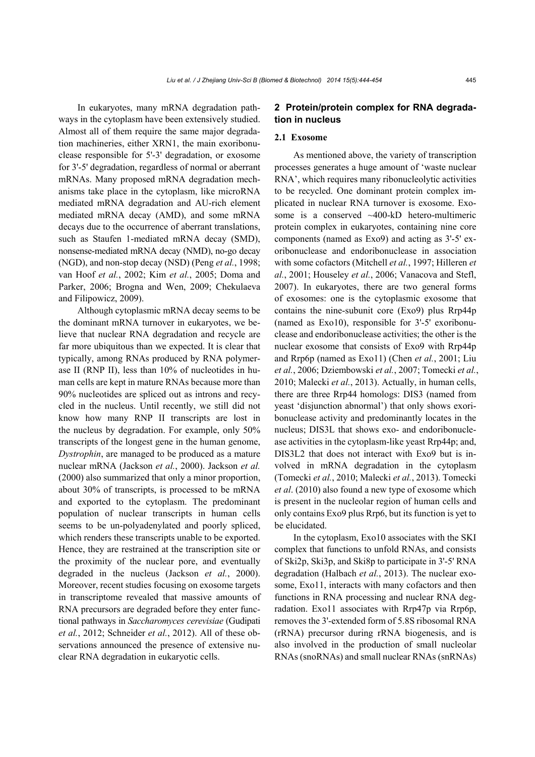In eukaryotes, many mRNA degradation pathways in the cytoplasm have been extensively studied. Almost all of them require the same major degradation machineries, either XRN1, the main exoribonuclease responsible for 5'-3' degradation, or exosome for 3'-5' degradation, regardless of normal or aberrant mRNAs. Many proposed mRNA degradation mechanisms take place in the cytoplasm, like microRNA mediated mRNA degradation and AU-rich element mediated mRNA decay (AMD), and some mRNA decays due to the occurrence of aberrant translations, such as Staufen 1-mediated mRNA decay (SMD), nonsense-mediated mRNA decay (NMD), no-go decay (NGD), and non-stop decay (NSD) (Peng *et al.*, 1998; van Hoof *et al.*, 2002; Kim *et al.*, 2005; Doma and Parker, 2006; Brogna and Wen, 2009; Chekulaeva and Filipowicz, 2009).

Although cytoplasmic mRNA decay seems to be the dominant mRNA turnover in eukaryotes, we believe that nuclear RNA degradation and recycle are far more ubiquitous than we expected. It is clear that typically, among RNAs produced by RNA polymerase II (RNP II), less than 10% of nucleotides in human cells are kept in mature RNAs because more than 90% nucleotides are spliced out as introns and recycled in the nucleus. Until recently, we still did not know how many RNP II transcripts are lost in the nucleus by degradation. For example, only 50% transcripts of the longest gene in the human genome, *Dystrophin*, are managed to be produced as a mature nuclear mRNA (Jackson *et al.*, 2000). Jackson *et al.* (2000) also summarized that only a minor proportion, about 30% of transcripts, is processed to be mRNA and exported to the cytoplasm. The predominant population of nuclear transcripts in human cells seems to be un-polyadenylated and poorly spliced, which renders these transcripts unable to be exported. Hence, they are restrained at the transcription site or the proximity of the nuclear pore, and eventually degraded in the nucleus (Jackson *et al.*, 2000). Moreover, recent studies focusing on exosome targets in transcriptome revealed that massive amounts of RNA precursors are degraded before they enter functional pathways in *Saccharomyces cerevisiae* (Gudipati *et al.*, 2012; Schneider *et al.*, 2012). All of these observations announced the presence of extensive nuclear RNA degradation in eukaryotic cells.

## 2 Protein/protein complex for RNA degradation in nucleus

### 2.1 Exosome

As mentioned above, the variety of transcription processes generates a huge amount of 'waste nuclear RNA', which requires many ribonucleolytic activities to be recycled. One dominant protein complex implicated in nuclear RNA turnover is exosome. Exosome is a conserved ~400-kD hetero-multimeric protein complex in eukaryotes, containing nine core components (named as Exo9) and acting as 3'-5' exoribonuclease and endoribonuclease in association with some cofactors (Mitchell *et al.*, 1997; Hilleren *et al.*, 2001; Houseley *et al.*, 2006; Vanacova and Stefl, 2007). In eukaryotes, there are two general forms of exosomes: one is the cytoplasmic exosome that contains the nine-subunit core (Exo9) plus Rrp44p (named as Exo10), responsible for 3'-5' exoribonuclease and endoribonuclease activities; the other is the nuclear exosome that consists of Exo9 with Rrp44p and Rrp6p (named as Exo11) (Chen *et al.*, 2001; Liu *et al.*, 2006; Dziembowski *et al.*, 2007; Tomecki *et al.*, 2010; Malecki *et al.*, 2013). Actually, in human cells, there are three Rrp44 homologs: DIS3 (named from yeast 'disjunction abnormal') that only shows exoribonuclease activity and predominantly locates in the nucleus; DIS3L that shows exo- and endoribonuclease activities in the cytoplasm-like yeast Rrp44p; and, DIS3L2 that does not interact with Exo9 but is involved in mRNA degradation in the cytoplasm (Tomecki *et al.*, 2010; Malecki *et al.*, 2013). Tomecki *et al*. (2010) also found a new type of exosome which is present in the nucleolar region of human cells and only contains Exo9 plus Rrp6, but its function is yet to be elucidated.

In the cytoplasm, Exo10 associates with the SKI complex that functions to unfold RNAs, and consists of Ski2p, Ski3p, and Ski8p to participate in 3'-5' RNA degradation (Halbach *et al.*, 2013). The nuclear exosome, Exo11, interacts with many cofactors and then functions in RNA processing and nuclear RNA degradation. Exo11 associates with Rrp47p via Rrp6p, removes the 3'-extended form of 5.8S ribosomal RNA (rRNA) precursor during rRNA biogenesis, and is also involved in the production of small nucleolar RNAs (snoRNAs) and small nuclear RNAs (snRNAs)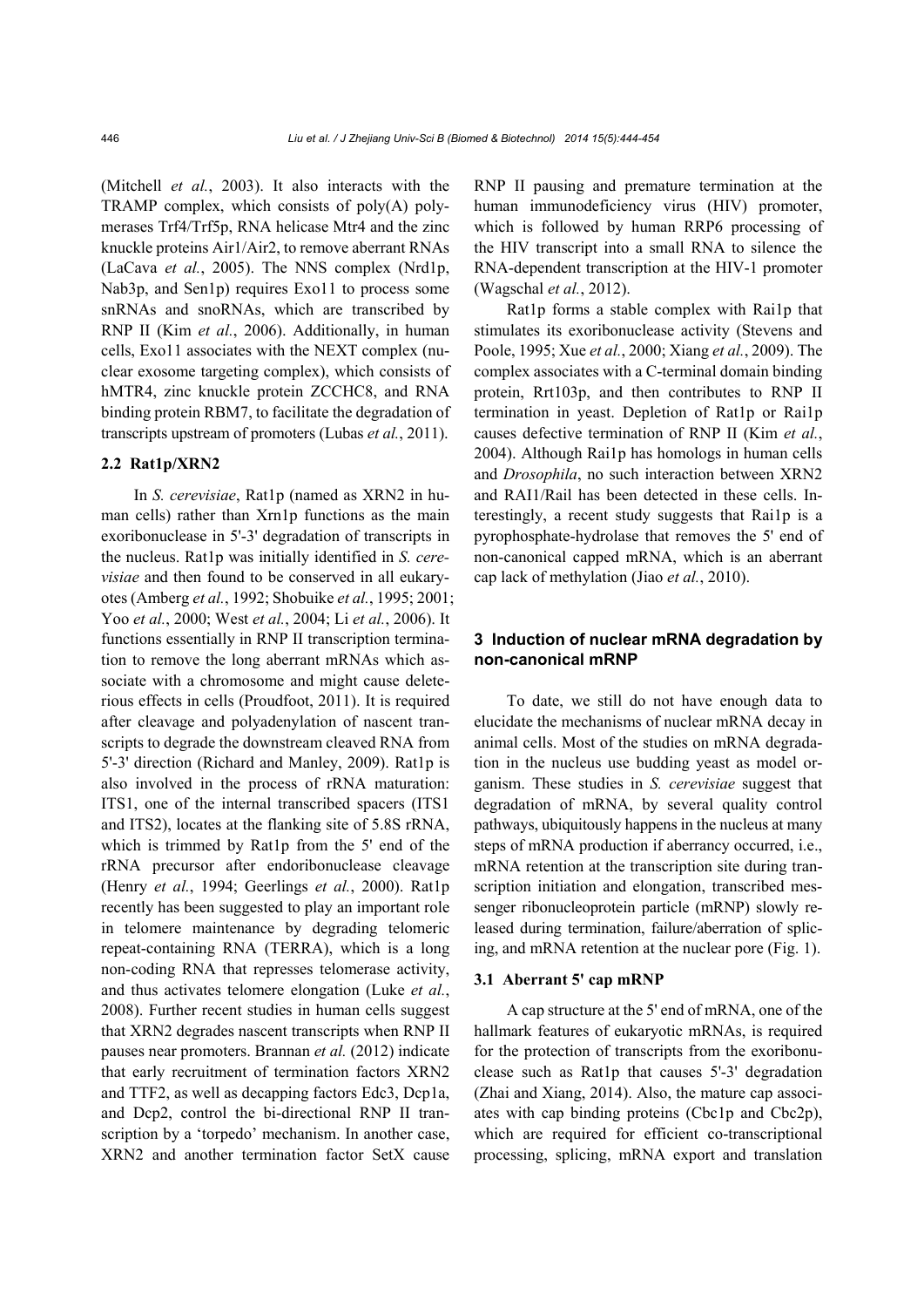(Mitchell *et al.*, 2003). It also interacts with the TRAMP complex, which consists of poly(A) polymerases Trf4/Trf5p, RNA helicase Mtr4 and the zinc knuckle proteins Air1/Air2, to remove aberrant RNAs (LaCava *et al.*, 2005). The NNS complex (Nrd1p, Nab3p, and Sen1p) requires Exo11 to process some snRNAs and snoRNAs, which are transcribed by RNP II (Kim *et al.*, 2006). Additionally, in human cells, Exo11 associates with the NEXT complex (nuclear exosome targeting complex), which consists of hMTR4, zinc knuckle protein ZCCHC8, and RNA binding protein RBM7, to facilitate the degradation of transcripts upstream of promoters (Lubas *et al.*, 2011).

### 2.2 Rat1p/XRN2

In *S. cerevisiae*, Rat1p (named as XRN2 in human cells) rather than Xrn1p functions as the main exoribonuclease in 5'-3' degradation of transcripts in the nucleus. Rat1p was initially identified in *S. cerevisiae* and then found to be conserved in all eukaryotes (Amberg *et al.*, 1992; Shobuike *et al.*, 1995; 2001; Yoo *et al.*, 2000; West *et al.*, 2004; Li *et al.*, 2006). It functions essentially in RNP II transcription termination to remove the long aberrant mRNAs which associate with a chromosome and might cause deleterious effects in cells (Proudfoot, 2011). It is required after cleavage and polyadenylation of nascent transcripts to degrade the downstream cleaved RNA from 5'-3' direction (Richard and Manley, 2009). Rat1p is also involved in the process of rRNA maturation: ITS1, one of the internal transcribed spacers (ITS1 and ITS2), locates at the flanking site of 5.8S rRNA, which is trimmed by Rat1p from the 5' end of the rRNA precursor after endoribonuclease cleavage (Henry *et al.*, 1994; Geerlings *et al.*, 2000). Rat1p recently has been suggested to play an important role in telomere maintenance by degrading telomeric repeat-containing RNA (TERRA), which is a long non-coding RNA that represses telomerase activity, and thus activates telomere elongation (Luke *et al.*, 2008). Further recent studies in human cells suggest that XRN2 degrades nascent transcripts when RNP II pauses near promoters. Brannan *et al.* (2012) indicate that early recruitment of termination factors XRN2 and TTF2, as well as decapping factors Edc3, Dcp1a, and Dcp2, control the bi-directional RNP II transcription by a 'torpedo' mechanism. In another case, XRN2 and another termination factor SetX cause RNP II pausing and premature termination at the human immunodeficiency virus (HIV) promoter, which is followed by human RRP6 processing of the HIV transcript into a small RNA to silence the RNA-dependent transcription at the HIV-1 promoter (Wagschal *et al.*, 2012).

Rat1p forms a stable complex with Rai1p that stimulates its exoribonuclease activity (Stevens and Poole, 1995; Xue *et al.*, 2000; Xiang *et al.*, 2009). The complex associates with a C-terminal domain binding protein, Rrt103p, and then contributes to RNP II termination in yeast. Depletion of Rat1p or Rai1p causes defective termination of RNP II (Kim *et al.*, 2004). Although Rai1p has homologs in human cells and *Drosophila*, no such interaction between XRN2 and RAI1/Rail has been detected in these cells. Interestingly, a recent study suggests that Rai1p is a pyrophosphate-hydrolase that removes the 5' end of non-canonical capped mRNA, which is an aberrant cap lack of methylation (Jiao *et al.*, 2010).

## 3 Induction of nuclear mRNA degradation by non-canonical mRNP

To date, we still do not have enough data to elucidate the mechanisms of nuclear mRNA decay in animal cells. Most of the studies on mRNA degradation in the nucleus use budding yeast as model organism. These studies in *S. cerevisiae* suggest that degradation of mRNA, by several quality control pathways, ubiquitously happens in the nucleus at many steps of mRNA production if aberrancy occurred, i.e., mRNA retention at the transcription site during transcription initiation and elongation, transcribed messenger ribonucleoprotein particle (mRNP) slowly released during termination, failure/aberration of splicing, and mRNA retention at the nuclear pore (Fig. 1).

### 3.1 Aberrant 5' cap mRNP

A cap structure at the 5' end of mRNA, one of the hallmark features of eukaryotic mRNAs, is required for the protection of transcripts from the exoribonuclease such as Rat1p that causes 5'-3' degradation (Zhai and Xiang, 2014). Also, the mature cap associates with cap binding proteins (Cbc1p and Cbc2p), which are required for efficient co-transcriptional processing, splicing, mRNA export and translation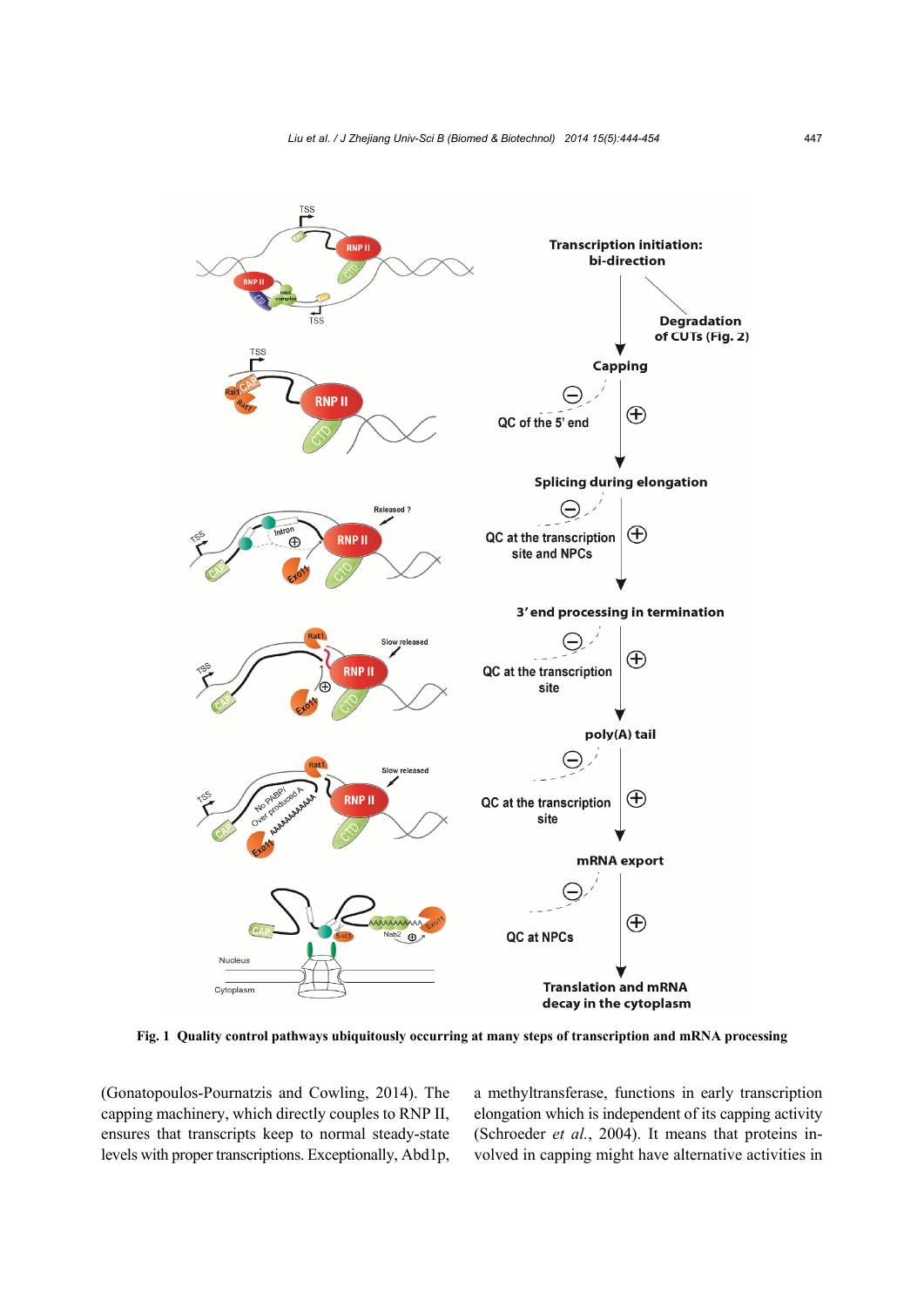Fig. 1 Quality control pathways ubiquitously occurring at many steps of transcription and mRNA processing

(Gonatopoulos-Pournatzis and Cowling, 2014). The capping machinery, which directly couples to RNP II, ensures that transcripts keep to normal steady-state levels with proper transcriptions. Exceptionally, Abd1p, a methyltransferase, functions in early transcription elongation which is independent of its capping activity (Schroeder *et al.*, 2004). It means that proteins involved in capping might have alternative activities in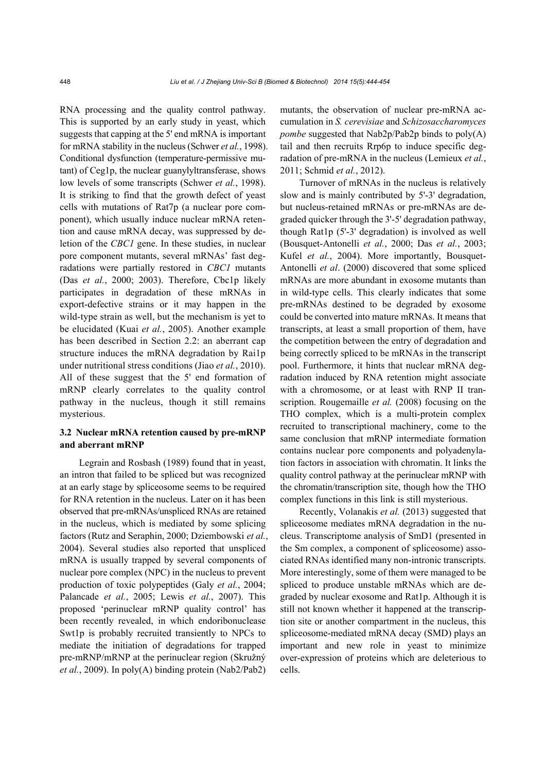RNA processing and the quality control pathway. This is supported by an early study in yeast, which suggests that capping at the 5' end mRNA is important for mRNA stability in the nucleus (Schwer *et al.*, 1998). Conditional dysfunction (temperature-permissive mutant) of Ceg1p, the nuclear guanylyltransferase, shows low levels of some transcripts (Schwer *et al.*, 1998). It is striking to find that the growth defect of yeast cells with mutations of Rat7p (a nuclear pore component), which usually induce nuclear mRNA retention and cause mRNA decay, was suppressed by deletion of the *CBC1* gene. In these studies, in nuclear pore component mutants, several mRNAs' fast degradations were partially restored in *CBC1* mutants (Das *et al.*, 2000; 2003). Therefore, Cbc1p likely participates in degradation of these mRNAs in export-defective strains or it may happen in the wild-type strain as well, but the mechanism is yet to be elucidated (Kuai *et al.*, 2005). Another example has been described in Section 2.2: an aberrant cap structure induces the mRNA degradation by Rai1p under nutritional stress conditions (Jiao *et al.*, 2010). All of these suggest that the 5' end formation of mRNP clearly correlates to the quality control pathway in the nucleus, though it still remains mysterious.

### 3.2 Nuclear mRNA retention caused by pre-mRNP and aberrant mRNP

Legrain and Rosbash (1989) found that in yeast, an intron that failed to be spliced but was recognized at an early stage by spliceosome seems to be required for RNA retention in the nucleus. Later on it has been observed that pre-mRNAs/unspliced RNAs are retained in the nucleus, which is mediated by some splicing factors (Rutz and Seraphin, 2000; Dziembowski *et al.*, 2004). Several studies also reported that unspliced mRNA is usually trapped by several components of nuclear pore complex (NPC) in the nucleus to prevent production of toxic polypeptides (Galy *et al.*, 2004; Palancade *et al.*, 2005; Lewis *et al.*, 2007). This proposed 'perinuclear mRNP quality control' has been recently revealed, in which endoribonuclease Swt1p is probably recruited transiently to NPCs to mediate the initiation of degradations for trapped pre-mRNP/mRNP at the perinuclear region (Skružný *et al.*, 2009). In poly(A) binding protein (Nab2/Pab2) mutants, the observation of nuclear pre-mRNA accumulation in *S. cerevisiae* and *Schizosaccharomyces pombe* suggested that Nab2p/Pab2p binds to poly(A) tail and then recruits Rrp6p to induce specific degradation of pre-mRNA in the nucleus (Lemieux *et al.*, 2011; Schmid *et al.*, 2012).

Turnover of mRNAs in the nucleus is relatively slow and is mainly contributed by 5'-3' degradation, but nucleus-retained mRNAs or pre-mRNAs are degraded quicker through the 3'-5' degradation pathway, though Rat1p (5'-3' degradation) is involved as well (Bousquet-Antonelli *et al.*, 2000; Das *et al.*, 2003; Kufel *et al.*, 2004). More importantly, Bousquet-Antonelli *et al*. (2000) discovered that some spliced mRNAs are more abundant in exosome mutants than in wild-type cells. This clearly indicates that some pre-mRNAs destined to be degraded by exosome could be converted into mature mRNAs. It means that transcripts, at least a small proportion of them, have the competition between the entry of degradation and being correctly spliced to be mRNAs in the transcript pool. Furthermore, it hints that nuclear mRNA degradation induced by RNA retention might associate with a chromosome, or at least with RNP II transcription. Rougemaille *et al.* (2008) focusing on the THO complex, which is a multi-protein complex recruited to transcriptional machinery, come to the same conclusion that mRNP intermediate formation contains nuclear pore components and polyadenylation factors in association with chromatin. It links the quality control pathway at the perinuclear mRNP with the chromatin/transcription site, though how the THO complex functions in this link is still mysterious.

Recently, Volanakis *et al.* (2013) suggested that spliceosome mediates mRNA degradation in the nucleus. Transcriptome analysis of SmD1 (presented in the Sm complex, a component of spliceosome) associated RNAs identified many non-intronic transcripts. More interestingly, some of them were managed to be spliced to produce unstable mRNAs which are degraded by nuclear exosome and Rat1p. Although it is still not known whether it happened at the transcription site or another compartment in the nucleus, this spliceosome-mediated mRNA decay (SMD) plays an important and new role in yeast to minimize over-expression of proteins which are deleterious to cells.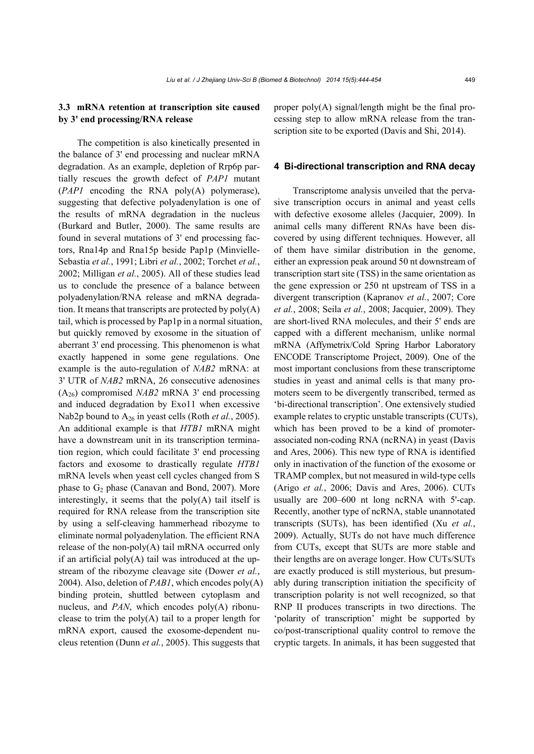### 3.3 mRNA retention at transcription site caused by 3' end processing/RNA release

The competition is also kinetically presented in the balance of 3' end processing and nuclear mRNA degradation. As an example, depletion of Rrp6p partially rescues the growth defect of *PAP1* mutant (*PAP1* encoding the RNA poly(A) polymerase), suggesting that defective polyadenylation is one of the results of mRNA degradation in the nucleus (Burkard and Butler, 2000). The same results are found in several mutations of 3' end processing factors, Rna14p and Rna15p beside Pap1p (Minvielle-Sebastia *et al.*, 1991; Libri *et al.*, 2002; Torchet *et al.*, 2002; Milligan *et al.*, 2005). All of these studies lead us to conclude the presence of a balance between polyadenylation/RNA release and mRNA degradation. It means that transcripts are protected by poly(A) tail, which is processed by Pap1p in a normal situation, but quickly removed by exosome in the situation of aberrant 3' end processing. This phenomenon is what exactly happened in some gene regulations. One example is the auto-regulation of *NAB2* mRNA: at 3' UTR of *NAB2* mRNA, 26 consecutive adenosines ($A_{26}$) compromised *NAB2* mRNA 3' end processing and induced degradation by Exo11 when excessive Nab2p bound to $A_{26}$ in yeast cells (Roth *et al.*, 2005). An additional example is that *HTB1* mRNA might have a downstream unit in its transcription termination region, which could facilitate 3' end processing factors and exosome to drastically regulate *HTB1* mRNA levels when yeast cell cycles changed from S phase to $G_2$ phase (Canavan and Bond, 2007). More interestingly, it seems that the poly(A) tail itself is required for RNA release from the transcription site by using a self-cleaving hammerhead ribozyme to eliminate normal polyadenylation. The efficient RNA release of the non-poly(A) tail mRNA occurred only if an artificial poly(A) tail was introduced at the upstream of the ribozyme cleavage site (Dower *et al.*, 2004). Also, deletion of *PAB1*, which encodes poly(A) binding protein, shuttled between cytoplasm and nucleus, and *PAN*, which encodes poly(A) ribonuclease to trim the poly(A) tail to a proper length for mRNA export, caused the exosome-dependent nucleus retention (Dunn *et al.*, 2005). This suggests that proper poly(A) signal/length might be the final processing step to allow mRNA release from the transcription site to be exported (Davis and Shi, 2014).

## 4 Bi-directional transcription and RNA decay

Transcriptome analysis unveiled that the pervasive transcription occurs in animal and yeast cells with defective exosome alleles (Jacquier, 2009). In animal cells many different RNAs have been discovered by using different techniques. However, all of them have similar distribution in the genome, either an expression peak around 50 nt downstream of transcription start site (TSS) in the same orientation as the gene expression or 250 nt upstream of TSS in a divergent transcription (Kapranov *et al.*, 2007; Core *et al.*, 2008; Seila *et al.*, 2008; Jacquier, 2009). They are short-lived RNA molecules, and their 5' ends are capped with a different mechanism, unlike normal mRNA (Affymetrix/Cold Spring Harbor Laboratory ENCODE Transcriptome Project, 2009). One of the most important conclusions from these transcriptome studies in yeast and animal cells is that many promoters seem to be divergently transcribed, termed as 'bi-directional transcription'. One extensively studied example relates to cryptic unstable transcripts (CUTs), which has been proved to be a kind of promoter-associated non-coding RNA (ncRNA) in yeast (Davis and Ares, 2006). This new type of RNA is identified only in inactivation of the function of the exosome or TRAMP complex, but not measured in wild-type cells (Arigo *et al.*, 2006; Davis and Ares, 2006). CUTs usually are 200–600 nt long ncRNA with 5'-cap. Recently, another type of ncRNA, stable unannotated transcripts (SUTs), has been identified (Xu *et al.*, 2009). Actually, SUTs do not have much difference from CUTs, except that SUTs are more stable and their lengths are on average longer. How CUTs/SUTs are exactly produced is still mysterious, but presumably during transcription initiation the specificity of transcription polarity is not well recognized, so that RNP II produces transcripts in two directions. The 'polarity of transcription' might be supported by co/post-transcriptional quality control to remove the cryptic targets. In animals, it has been suggested that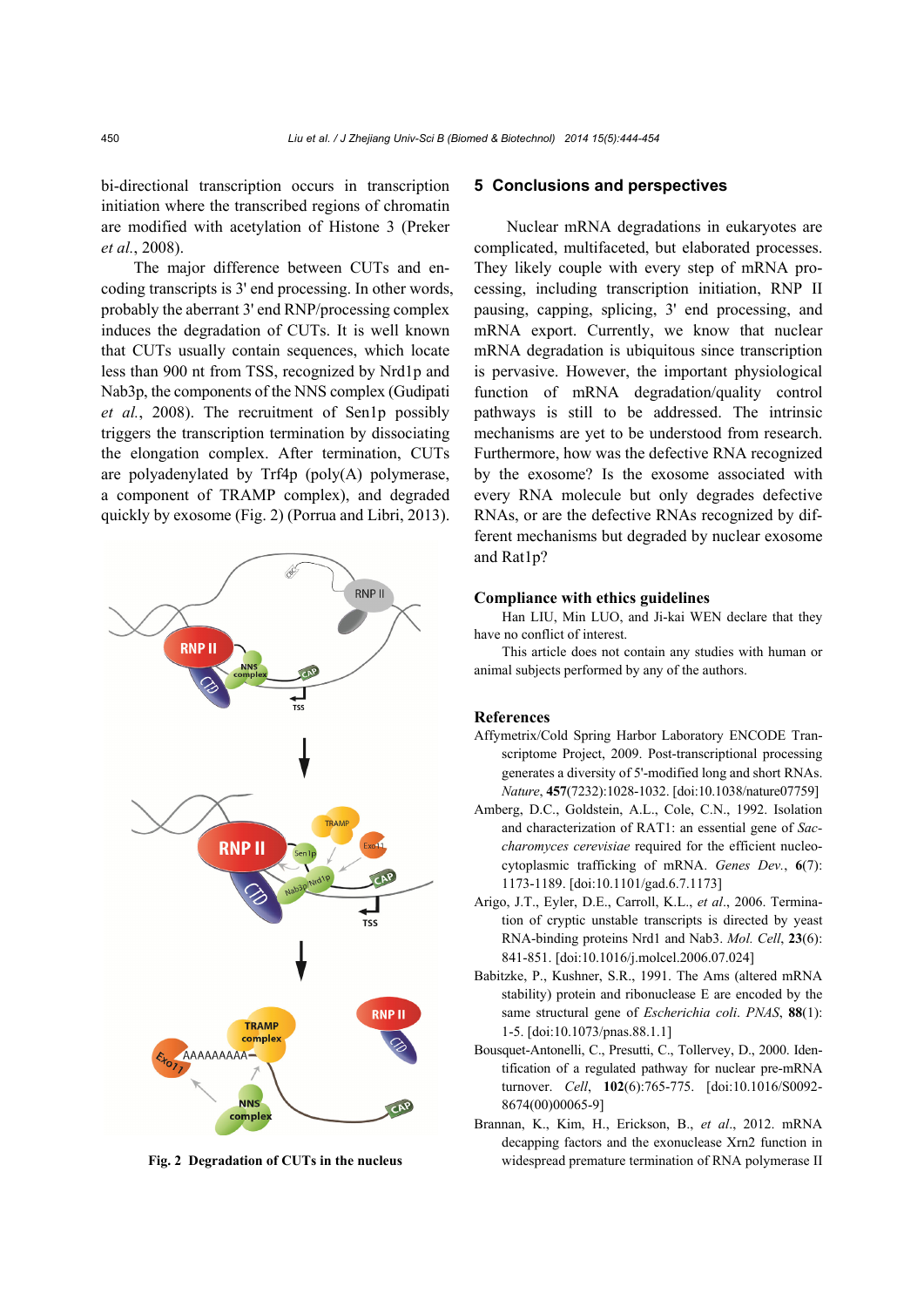bi-directional transcription occurs in transcription initiation where the transcribed regions of chromatin are modified with acetylation of Histone 3 (Preker *et al.*, 2008).

The major difference between CUTs and encoding transcripts is 3' end processing. In other words, probably the aberrant 3' end RNP/processing complex induces the degradation of CUTs. It is well known that CUTs usually contain sequences, which locate less than 900 nt from TSS, recognized by Nrd1p and Nab3p, the components of the NNS complex (Gudipati *et al.*, 2008). The recruitment of Sen1p possibly triggers the transcription termination by dissociating the elongation complex. After termination, CUTs are polyadenylated by Trf4p (poly(A) polymerase, a component of TRAMP complex), and degraded quickly by exosome (Fig. 2) (Porrua and Libri, 2013).

**Fig. 2 Degradation of CUTs in the nucleus**

## 5 Conclusions and perspectives

Nuclear mRNA degradations in eukaryotes are complicated, multifaceted, but elaborated processes. They likely couple with every step of mRNA processing, including transcription initiation, RNP II pausing, capping, splicing, 3' end processing, and mRNA export. Currently, we know that nuclear mRNA degradation is ubiquitous since transcription is pervasive. However, the important physiological function of mRNA degradation/quality control pathways is still to be addressed. The intrinsic mechanisms are yet to be understood from research. Furthermore, how was the defective RNA recognized by the exosome? Is the exosome associated with every RNA molecule but only degrades defective RNAs, or are the defective RNAs recognized by different mechanisms but degraded by nuclear exosome and Rat1p?

### Compliance with ethics guidelines

Han LIU, Min LUO, and Ji-kai WEN declare that they have no conflict of interest.

This article does not contain any studies with human or animal subjects performed by any of the authors.

### References

Affymetrix/Cold Spring Harbor Laboratory ENCODE Transcriptome Project, 2009. Post-transcriptional processing generates a diversity of 5'-modified long and short RNAs. *Nature*, **457**(7232):1028-1032. [doi:10.1038/nature07759]

Amberg, D.C., Goldstein, A.L., Cole, C.N., 1992. Isolation and characterization of RAT1: an essential gene of *Saccharomyces cerevisiae* required for the efficient nucleocytoplasmic trafficking of mRNA. *Genes Dev.*, **6**(7): 1173-1189. [doi:10.1101/gad.6.7.1173]

Arigo, J.T., Eyler, D.E., Carroll, K.L., *et al.*, 2006. Termination of cryptic unstable transcripts is directed by yeast RNA-binding proteins Nrd1 and Nab3. *Mol. Cell*, **23**(6): 841-851. [doi:10.1016/j.molcel.2006.07.024]

Babitzke, P., Kushner, S.R., 1991. The Ams (altered mRNA stability) protein and ribonuclease E are encoded by the same structural gene of *Escherichia coli*. *PNAS*, **88**(1): 1-5. [doi:10.1073/pnas.88.1.1]

Bousquet-Antonelli, C., Presutti, C., Tollervey, D., 2000. Identification of a regulated pathway for nuclear pre-mRNA turnover. *Cell*, **102**(6):765-775. [doi:10.1016/S0092-8674(00)00065-9]

Brannan, K., Kim, H., Erickson, B., *et al.*, 2012. mRNA decapping factors and the exonuclease Xrn2 function in widespread premature termination of RNA polymerase II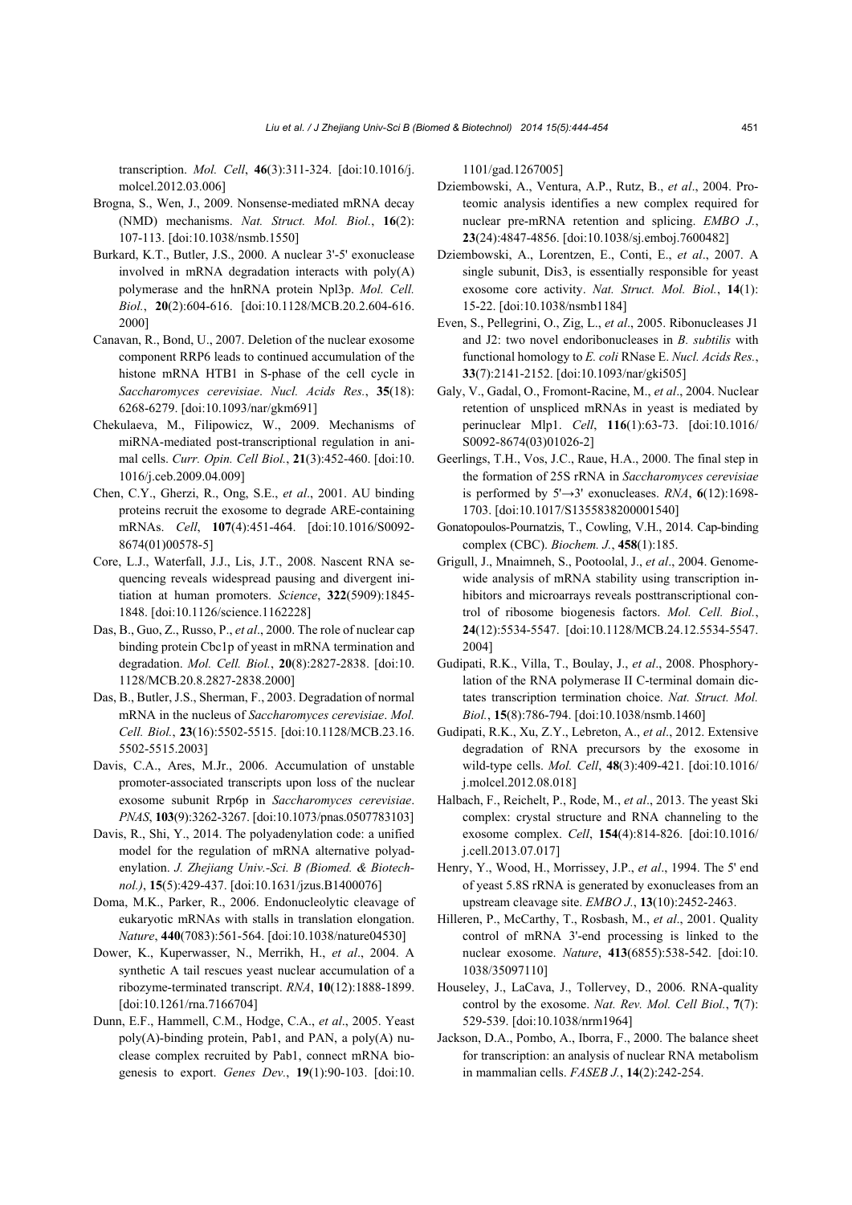transcription. *Mol. Cell*, **46**(3):311-324. [doi:10.1016/j.molcel.2012.03.006]

Brogna, S., Wen, J., 2009. Nonsense-mediated mRNA decay (NMD) mechanisms. *Nat. Struct. Mol. Biol.*, **16**(2): 107-113. [doi:10.1038/nsmb.1550]

Burkard, K.T., Butler, J.S., 2000. A nuclear 3'-5' exonuclease involved in mRNA degradation interacts with poly(A) polymerase and the hnRNA protein Npl3p. *Mol. Cell. Biol.*, **20**(2):604-616. [doi:10.1128/MCB.20.2.604-616.2000]

Canavan, R., Bond, U., 2007. Deletion of the nuclear exosome component RRP6 leads to continued accumulation of the histone mRNA HTB1 in S-phase of the cell cycle in *Saccharomyces cerevisiae*. *Nucl. Acids Res.*, **35**(18): 6268-6279. [doi:10.1093/nar/gkm691]

Chekulaeva, M., Filipowicz, W., 2009. Mechanisms of miRNA-mediated post-transcriptional regulation in animal cells. *Curr. Opin. Cell Biol.*, **21**(3):452-460. [doi:10.1016/j.ceb.2009.04.009]

Chen, C.Y., Gherzi, R., Ong, S.E., *et al*., 2001. AU binding proteins recruit the exosome to degrade ARE-containing mRNAs. *Cell*, **107**(4):451-464. [doi:10.1016/S0092-8674(01)00578-5]

Core, L.J., Waterfall, J.J., Lis, J.T., 2008. Nascent RNA sequencing reveals widespread pausing and divergent initiation at human promoters. *Science*, **322**(5909):1845-1848. [doi:10.1126/science.1162228]

Das, B., Guo, Z., Russo, P., *et al*., 2000. The role of nuclear cap binding protein Cbc1p of yeast in mRNA termination and degradation. *Mol. Cell. Biol.*, **20**(8):2827-2838. [doi:10.1128/MCB.20.8.2827-2838.2000]

Das, B., Butler, J.S., Sherman, F., 2003. Degradation of normal mRNA in the nucleus of *Saccharomyces cerevisiae*. *Mol. Cell. Biol.*, **23**(16):5502-5515. [doi:10.1128/MCB.23.16.5502-5515.2003]

Davis, C.A., Ares, M.Jr., 2006. Accumulation of unstable promoter-associated transcripts upon loss of the nuclear exosome subunit Rrp6p in *Saccharomyces cerevisiae*. *PNAS*, **103**(9):3262-3267. [doi:10.1073/pnas.0507783103]

Davis, R., Shi, Y., 2014. The polyadenylation code: a unified model for the regulation of mRNA alternative polyadenylation. *J. Zhejiang Univ.-Sci. B (Biomed. & Biotechnol.)*, **15**(5):429-437. [doi:10.1631/jzus.B1400076]

Doma, M.K., Parker, R., 2006. Endonucleolytic cleavage of eukaryotic mRNAs with stalls in translation elongation. *Nature*, **440**(7083):561-564. [doi:10.1038/nature04530]

Dower, K., Kuperwasser, N., Merrikh, H., *et al*., 2004. A synthetic A tail rescues yeast nuclear accumulation of a ribozyme-terminated transcript. *RNA*, **10**(12):1888-1899. [doi:10.1261/rna.7166704]

Dunn, E.F., Hammell, C.M., Hodge, C.A., *et al*., 2005. Yeast poly(A)-binding protein, Pab1, and PAN, a poly(A) nuclease complex recruited by Pab1, connect mRNA biogenesis to export. *Genes Dev.*, **19**(1):90-103. [doi:10.1101/gad.1267005]

Dziembowski, A., Ventura, A.P., Rutz, B., *et al*., 2004. Proteomic analysis identifies a new complex required for nuclear pre-mRNA retention and splicing. *EMBO J.*, **23**(24):4847-4856. [doi:10.1038/sj.emboj.7600482]

Dziembowski, A., Lorentzen, E., Conti, E., *et al*., 2007. A single subunit, Dis3, is essentially responsible for yeast exosome core activity. *Nat. Struct. Mol. Biol.*, **14**(1): 15-22. [doi:10.1038/nsmb1184]

Even, S., Pellegrini, O., Zig, L., *et al*., 2005. Ribonucleases J1 and J2: two novel endoribonucleases in *B. subtilis* with functional homology to *E. coli* RNase E. *Nucl. Acids Res.*, **33**(7):2141-2152. [doi:10.1093/nar/gki505]

Galy, V., Gadal, O., Fromont-Racine, M., *et al*., 2004. Nuclear retention of unspliced mRNAs in yeast is mediated by perinuclear Mlp1. *Cell*, **116**(1):63-73. [doi:10.1016/S0092-8674(03)01026-2]

Geerlings, T.H., Vos, J.C., Raue, H.A., 2000. The final step in the formation of 25S rRNA in *Saccharomyces cerevisiae* is performed by 5'→3' exonucleases. *RNA*, **6**(12):1698-1703. [doi:10.1017/S1355838200001540]

Gonatopoulos-Pournatzis, T., Cowling, V.H., 2014. Cap-binding complex (CBC). *Biochem. J.*, **458**(1):185.

Grigull, J., Mnaimneh, S., Pootoolal, J., *et al*., 2004. Genome-wide analysis of mRNA stability using transcription inhibitors and microarrays reveals posttranscriptional control of ribosome biogenesis factors. *Mol. Cell. Biol.*, **24**(12):5534-5547. [doi:10.1128/MCB.24.12.5534-5547.2004]

Gudipati, R.K., Villa, T., Boulay, J., *et al*., 2008. Phosphorylation of the RNA polymerase II C-terminal domain dictates transcription termination choice. *Nat. Struct. Mol. Biol.*, **15**(8):786-794. [doi:10.1038/nsmb.1460]

Gudipati, R.K., Xu, Z.Y., Lebreton, A., *et al*., 2012. Extensive degradation of RNA precursors by the exosome in wild-type cells. *Mol. Cell*, **48**(3):409-421. [doi:10.1016/j.molcel.2012.08.018]

Halbach, F., Reichelt, P., Rode, M., *et al*., 2013. The yeast Ski complex: crystal structure and RNA channeling to the exosome complex. *Cell*, **154**(4):814-826. [doi:10.1016/j.cell.2013.07.017]

Henry, Y., Wood, H., Morrissey, J.P., *et al*., 1994. The 5' end of yeast 5.8S rRNA is generated by exonucleases from an upstream cleavage site. *EMBO J.*, **13**(10):2452-2463.

Hilleren, P., McCarthy, T., Rosbash, M., *et al*., 2001. Quality control of mRNA 3'-end processing is linked to the nuclear exosome. *Nature*, **413**(6855):538-542. [doi:10.1038/35097110]

Houseley, J., LaCava, J., Tollervey, D., 2006. RNA-quality control by the exosome. *Nat. Rev. Mol. Cell Biol.*, **7**(7): 529-539. [doi:10.1038/nrm1964]

Jackson, D.A., Pombo, A., Iborra, F., 2000. The balance sheet for transcription: an analysis of nuclear RNA metabolism in mammalian cells. *FASEB J.*, **14**(2):242-254.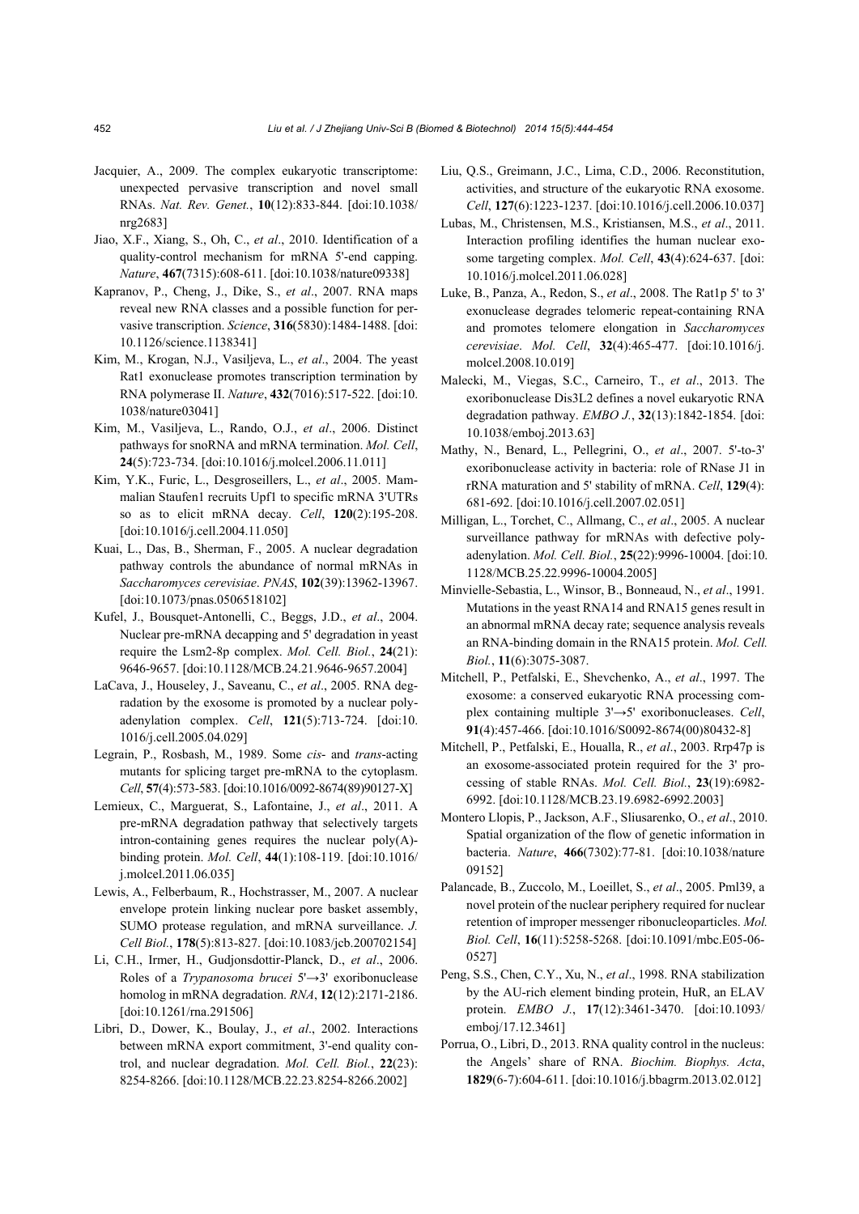Jacquier, A., 2009. The complex eukaryotic transcriptome: unexpected pervasive transcription and novel small RNAs. *Nat. Rev. Genet.*, **10**(12):833-844. [doi:10.1038/nrg2683]

Jiao, X.F., Xiang, S., Oh, C., *et al*., 2010. Identification of a quality-control mechanism for mRNA 5'-end capping. *Nature*, **467**(7315):608-611. [doi:10.1038/nature09338]

Kapranov, P., Cheng, J., Dike, S., *et al*., 2007. RNA maps reveal new RNA classes and a possible function for pervasive transcription. *Science*, **316**(5830):1484-1488. [doi:10.1126/science.1138341]

Kim, M., Krogan, N.J., Vasiljeva, L., *et al*., 2004. The yeast Rat1 exonuclease promotes transcription termination by RNA polymerase II. *Nature*, **432**(7016):517-522. [doi:10.1038/nature03041]

Kim, M., Vasiljeva, L., Rando, O.J., *et al*., 2006. Distinct pathways for snoRNA and mRNA termination. *Mol. Cell*, **24**(5):723-734. [doi:10.1016/j.molcel.2006.11.011]

Kim, Y.K., Furic, L., Desgroseillers, L., *et al*., 2005. Mammalian Staufen1 recruits Upf1 to specific mRNA 3'UTRs so as to elicit mRNA decay. *Cell*, **120**(2):195-208. [doi:10.1016/j.cell.2004.11.050]

Kuai, L., Das, B., Sherman, F., 2005. A nuclear degradation pathway controls the abundance of normal mRNAs in *Saccharomyces cerevisiae*. *PNAS*, **102**(39):13962-13967. [doi:10.1073/pnas.0506518102]

Kufel, J., Bousquet-Antonelli, C., Beggs, J.D., *et al*., 2004. Nuclear pre-mRNA decapping and 5' degradation in yeast require the Lsm2-8p complex. *Mol. Cell. Biol.*, **24**(21):9646-9657. [doi:10.1128/MCB.24.21.9646-9657.2004]

LaCava, J., Houseley, J., Saveanu, C., *et al*., 2005. RNA degradation by the exosome is promoted by a nuclear polyadenylation complex. *Cell*, **121**(5):713-724. [doi:10.1016/j.cell.2005.04.029]

Legrain, P., Rosbash, M., 1989. Some *cis*- and *trans*-acting mutants for splicing target pre-mRNA to the cytoplasm. *Cell*, **57**(4):573-583. [doi:10.1016/0092-8674(89)90127-X]

Lemieux, C., Marguerat, S., Lafontaine, J., *et al*., 2011. A pre-mRNA degradation pathway that selectively targets intron-containing genes requires the nuclear poly(A)-binding protein. *Mol. Cell*, **44**(1):108-119. [doi:10.1016/j.molcel.2011.06.035]

Lewis, A., Felberbaum, R., Hochstrasser, M., 2007. A nuclear envelope protein linking nuclear pore basket assembly, SUMO protease regulation, and mRNA surveillance. *J. Cell Biol.*, **178**(5):813-827. [doi:10.1083/jcb.200702154]

Li, C.H., Irmer, H., Gudjonsdottir-Planck, D., *et al*., 2006. Roles of a *Trypanosoma brucei* 5'→3' exoribonuclease homolog in mRNA degradation. *RNA*, **12**(12):2171-2186. [doi:10.1261/rna.291506]

Libri, D., Dower, K., Boulay, J., *et al*., 2002. Interactions between mRNA export commitment, 3'-end quality control, and nuclear degradation. *Mol. Cell. Biol.*, **22**(23):8254-8266. [doi:10.1128/MCB.22.23.8254-8266.2002]

Liu, Q.S., Greimann, J.C., Lima, C.D., 2006. Reconstitution, activities, and structure of the eukaryotic RNA exosome. *Cell*, **127**(6):1223-1237. [doi:10.1016/j.cell.2006.10.037]

Lubas, M., Christensen, M.S., Kristiansen, M.S., *et al*., 2011. Interaction profiling identifies the human nuclear exosome targeting complex. *Mol. Cell*, **43**(4):624-637. [doi:10.1016/j.molcel.2011.06.028]

Luke, B., Panza, A., Redon, S., *et al*., 2008. The Rat1p 5' to 3' exonuclease degrades telomeric repeat-containing RNA and promotes telomere elongation in *Saccharomyces cerevisiae*. *Mol. Cell*, **32**(4):465-477. [doi:10.1016/j.molcel.2008.10.019]

Malecki, M., Viegas, S.C., Carneiro, T., *et al*., 2013. The exoribonuclease Dis3L2 defines a novel eukaryotic RNA degradation pathway. *EMBO J.*, **32**(13):1842-1854. [doi:10.1038/emboj.2013.63]

Mathy, N., Benard, L., Pellegrini, O., *et al*., 2007. 5'-to-3' exoribonuclease activity in bacteria: role of RNase J1 in rRNA maturation and 5' stability of mRNA. *Cell*, **129**(4):681-692. [doi:10.1016/j.cell.2007.02.051]

Milligan, L., Torchet, C., Allmang, C., *et al*., 2005. A nuclear surveillance pathway for mRNAs with defective polyadenylation. *Mol. Cell. Biol.*, **25**(22):9996-10004. [doi:10.1128/MCB.25.22.9996-10004.2005]

Minvielle-Sebastia, L., Winsor, B., Bonneaud, N., *et al*., 1991. Mutations in the yeast RNA14 and RNA15 genes result in an abnormal mRNA decay rate; sequence analysis reveals an RNA-binding domain in the RNA15 protein. *Mol. Cell. Biol.*, **11**(6):3075-3087.

Mitchell, P., Petfalski, E., Shevchenko, A., *et al*., 1997. The exosome: a conserved eukaryotic RNA processing complex containing multiple 3'→5' exoribonucleases. *Cell*, **91**(4):457-466. [doi:10.1016/S0092-8674(00)80432-8]

Mitchell, P., Petfalski, E., Houalla, R., *et al*., 2003. Rrp47p is an exosome-associated protein required for the 3' processing of stable RNAs. *Mol. Cell. Biol.*, **23**(19):6982-6992. [doi:10.1128/MCB.23.19.6982-6992.2003]

Montero Llopis, P., Jackson, A.F., Sliusarenko, O., *et al*., 2010. Spatial organization of the flow of genetic information in bacteria. *Nature*, **466**(7302):77-81. [doi:10.1038/nature09152]

Palancade, B., Zuccolo, M., Loeillet, S., *et al*., 2005. Pml39, a novel protein of the nuclear periphery required for nuclear retention of improper messenger ribonucleoparticles. *Mol. Biol. Cell*, **16**(11):5258-5268. [doi:10.1091/mbc.E05-06-0527]

Peng, S.S., Chen, C.Y., Xu, N., *et al*., 1998. RNA stabilization by the AU-rich element binding protein, HuR, an ELAV protein. *EMBO J.*, **17**(12):3461-3470. [doi:10.1093/emboj/17.12.3461]

Porrua, O., Libri, D., 2013. RNA quality control in the nucleus: the Angels' share of RNA. *Biochim. Biophys. Acta*, **1829**(6-7):604-611. [doi:10.1016/j.bbagrm.2013.02.012]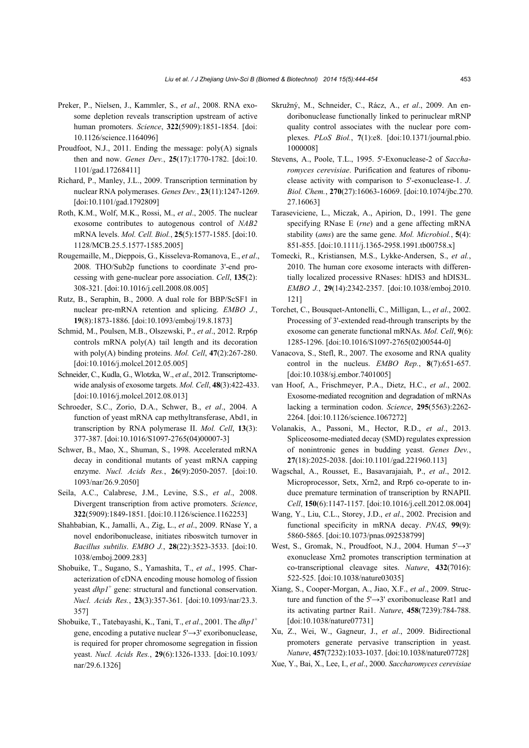Preker, P., Nielsen, J., Kammler, S., *et al*., 2008. RNA exosome depletion reveals transcription upstream of active human promoters. *Science*, **322**(5909):1851-1854. [doi:10.1126/science.1164096]

Proudfoot, N.J., 2011. Ending the message: poly(A) signals then and now. *Genes Dev.*, **25**(17):1770-1782. [doi:10.1101/gad.17268411]

Richard, P., Manley, J.L., 2009. Transcription termination by nuclear RNA polymerases. *Genes Dev.*, **23**(11):1247-1269. [doi:10.1101/gad.1792809]

Roth, K.M., Wolf, M.K., Rossi, M., *et al*., 2005. The nuclear exosome contributes to autogenous control of *NAB2* mRNA levels. *Mol. Cell. Biol.*, **25**(5):1577-1585. [doi:10.1128/MCB.25.5.1577-1585.2005]

Rougemaille, M., Dieppois, G., Kisseleva-Romanova, E., *et al*., 2008. THO/Sub2p functions to coordinate 3'-end processing with gene-nuclear pore association. *Cell*, **135**(2):308-321. [doi:10.1016/j.cell.2008.08.005]

Rutz, B., Seraphin, B., 2000. A dual role for BBP/ScSF1 in nuclear pre-mRNA retention and splicing. *EMBO J.*, **19**(8):1873-1886. [doi:10.1093/emboj/19.8.1873]

Schmid, M., Poulsen, M.B., Olszewski, P., *et al*., 2012. Rrp6p controls mRNA poly(A) tail length and its decoration with poly(A) binding proteins. *Mol. Cell*, **47**(2):267-280. [doi:10.1016/j.molcel.2012.05.005]

Schneider, C., Kudla, G., Wlotzka, W., *et al*., 2012. Transcriptome-wide analysis of exosome targets. *Mol. Cell*, **48**(3):422-433. [doi:10.1016/j.molcel.2012.08.013]

Schroeder, S.C., Zorio, D.A., Schwer, B., *et al*., 2004. A function of yeast mRNA cap methyltransferase, Abd1, in transcription by RNA polymerase II. *Mol. Cell*, **13**(3):377-387. [doi:10.1016/S1097-2765(04)00007-3]

Schwer, B., Mao, X., Shuman, S., 1998. Accelerated mRNA decay in conditional mutants of yeast mRNA capping enzyme. *Nucl. Acids Res.*, **26**(9):2050-2057. [doi:10.1093/nar/26.9.2050]

Seila, A.C., Calabrese, J.M., Levine, S.S., *et al*., 2008. Divergent transcription from active promoters. *Science*, **322**(5909):1849-1851. [doi:10.1126/science.1162253]

Shahbabian, K., Jamalli, A., Zig, L., *et al*., 2009. RNase Y, a novel endoribonuclease, initiates riboswitch turnover in *Bacillus subtilis*. *EMBO J.*, **28**(22):3523-3533. [doi:10.1038/emboj.2009.283]

Shobuike, T., Sugano, S., Yamashita, T., *et al*., 1995. Characterization of cDNA encoding mouse homolog of fission yeast $dhp1^{+}$ gene: structural and functional conservation. *Nucl. Acids Res.*, **23**(3):357-361. [doi:10.1093/nar/23.3.357]

Shobuike, T., Tatebayashi, K., Tani, T., *et al*., 2001. The $dhp1^{+}$ gene, encoding a putative nuclear 5'→3' exoribonuclease, is required for proper chromosome segregation in fission yeast. *Nucl. Acids Res.*, **29**(6):1326-1333. [doi:10.1093/nar/29.6.1326]

Skružný, M., Schneider, C., Rácz, A., *et al*., 2009. An endoribonuclease functionally linked to perinuclear mRNP quality control associates with the nuclear pore complexes. *PLoS Biol.*, **7**(1):e8. [doi:10.1371/journal.pbio.1000008]

Stevens, A., Poole, T.L., 1995. 5'-Exonuclease-2 of *Saccharomyces cerevisiae*. Purification and features of ribonuclease activity with comparison to 5'-exonuclease-1. *J. Biol. Chem.*, **270**(27):16063-16069. [doi:10.1074/jbc.270.27.16063]

Taraseviciene, L., Miczak, A., Apirion, D., 1991. The gene specifying RNase E (*rne*) and a gene affecting mRNA stability (*ams*) are the same gene. *Mol. Microbiol.*, **5**(4):851-855. [doi:10.1111/j.1365-2958.1991.tb00758.x]

Tomecki, R., Kristiansen, M.S., Lykke-Andersen, S., *et al.*, 2010. The human core exosome interacts with differentially localized processive RNases: hDIS3 and hDIS3L. *EMBO J.*, **29**(14):2342-2357. [doi:10.1038/emboj.2010.121]

Torchet, C., Bousquet-Antonelli, C., Milligan, L., *et al*., 2002. Processing of 3'-extended read-through transcripts by the exosome can generate functional mRNAs. *Mol. Cell*, **9**(6):1285-1296. [doi:10.1016/S1097-2765(02)00544-0]

Vanacova, S., Stefl, R., 2007. The exosome and RNA quality control in the nucleus. *EMBO Rep.*, **8**(7):651-657. [doi:10.1038/sj.embor.7401005]

van Hoof, A., Frischmeyer, P.A., Dietz, H.C., *et al*., 2002. Exosome-mediated recognition and degradation of mRNAs lacking a termination codon. *Science*, **295**(5563):2262-2264. [doi:10.1126/science.1067272]

Volanakis, A., Passoni, M., Hector, R.D., *et al*., 2013. Spliceosome-mediated decay (SMD) regulates expression of nonintronic genes in budding yeast. *Genes Dev.*, **27**(18):2025-2038. [doi:10.1101/gad.221960.113]

Wagschal, A., Rousset, E., Basavarajaiah, P., *et al*., 2012. Microprocessor, Setx, Xrn2, and Rrp6 co-operate to induce premature termination of transcription by RNAPII. *Cell*, **150**(6):1147-1157. [doi:10.1016/j.cell.2012.08.004]

Wang, Y., Liu, C.L., Storey, J.D., *et al*., 2002. Precision and functional specificity in mRNA decay. *PNAS*, **99**(9):5860-5865. [doi:10.1073/pnas.092538799]

West, S., Gromak, N., Proudfoot, N.J., 2004. Human 5'→3' exonuclease Xrn2 promotes transcription termination at co-transcriptional cleavage sites. *Nature*, **432**(7016):522-525. [doi:10.1038/nature03035]

Xiang, S., Cooper-Morgan, A., Jiao, X.F., *et al*., 2009. Structure and function of the 5'→3' exoribonuclease Rat1 and its activating partner Rai1. *Nature*, **458**(7239):784-788. [doi:10.1038/nature07731]

Xu, Z., Wei, W., Gagneur, J., *et al*., 2009. Bidirectional promoters generate pervasive transcription in yeast. *Nature*, **457**(7232):1033-1037. [doi:10.1038/nature07728]

Xue, Y., Bai, X., Lee, I., *et al*., 2000. *Saccharomyces cerevisiae*